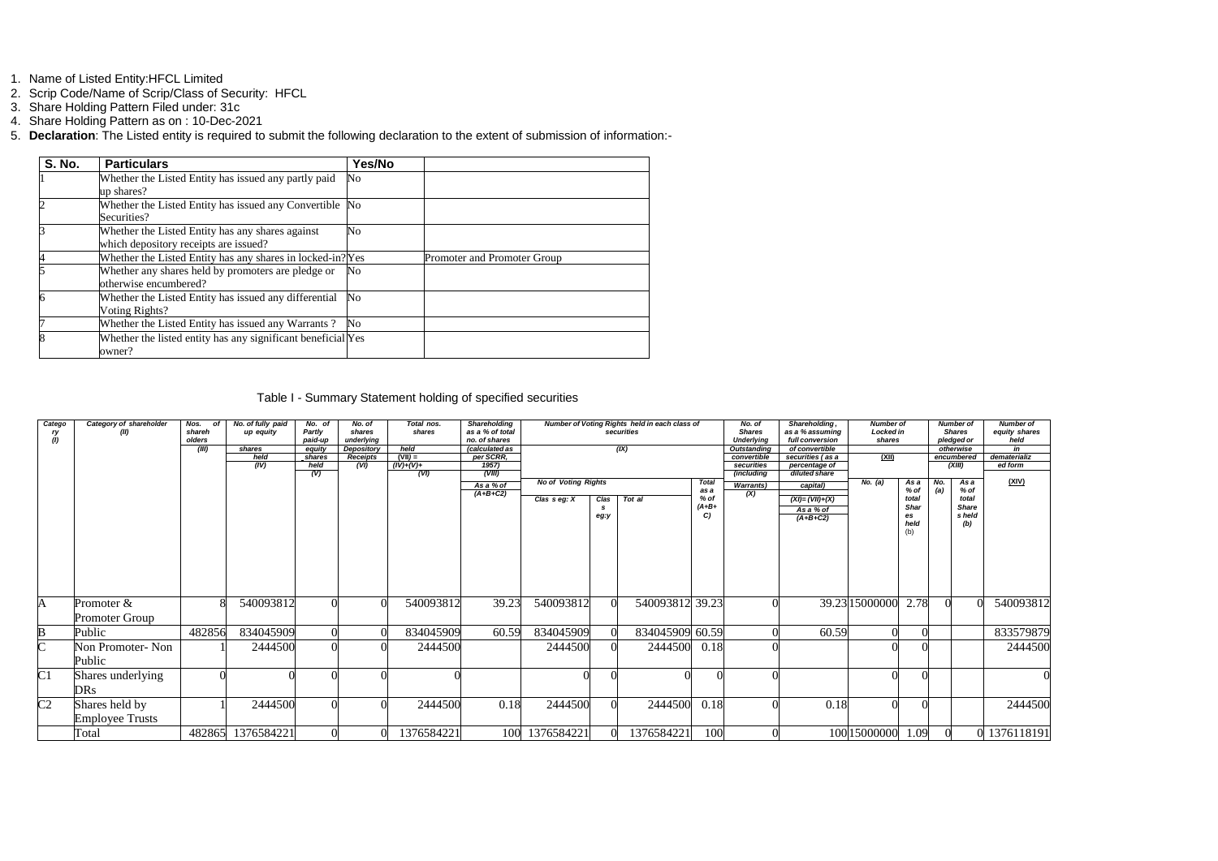1. Name of Listed Entity:HFCL Limited
2. Scrip Code/Name of Scrip/Class of Security: HFCL
3. Share Holding Pattern Filed under: 31c
4. Share Holding Pattern as on : 10-Dec-2021
5. **Declaration**: The Listed entity is required to submit the following declaration to the extent of submission of information:-

| S. No. | Particulars | Yes/No | |
|---|---|---|---|
| 1 | Whether the Listed Entity has issued any partly paid up shares? | No | |
| 2 | Whether the Listed Entity has issued any Convertible Securities? | No | |
| 3 | Whether the Listed Entity has any shares against which depository receipts are issued? | No | |
| 4 | Whether the Listed Entity has any shares in locked-in? | Yes | Promoter and Promoter Group |
| 5 | Whether any shares held by promoters are pledge or otherwise encumbered? | No | |
| 6 | Whether the Listed Entity has issued any differential Voting Rights? | No | |
| 7 | Whether the Listed Entity has issued any Warrants ? | No | |
| 8 | Whether the listed entity has any significant beneficial owner? | Yes | |

Table I - Summary Statement holding of specified securities

| Category (I) | Category of shareholder (II) | Nos. of shareholders (III) | No. of fully paid up equity shares held (IV) | No. of Partly paid-up equity shares held (V) | No. of shares underlying Depository Receipts (VI) | Total nos. shares held (VII) = (IV)+(V)+(VI) | Shareholding as a % of total no. of shares (calculated as per SCRR, 1957) (VIII) As a % of (A+B+C2) | Number of Voting Rights held in each class of securities (IX) | | | | No. of Shares Underlying Outstanding convertible securities (including Warrants) (X) | Shareholding, as a % assuming full conversion of convertible securities ( as a percentage of diluted share capital) (XI)= (VII)+(X) As a % of (A+B+C2) | Number of Locked in shares (XII) | | Number of Shares pledged or otherwise encumbered (XIII) | | Number of equity shares held in dematerialized form (XIV) |
|---|---|---|---|---|---|---|---|---|---|---|---|---|---|---|---|---|---|---|
| | | | | | | | | No of Voting Rights: Class eg: X | Class eg:y | Total | Total as a % of (A+B+C) | | | No. (a) | As a % of total Shares held (b) | No. (a) | As a % of total Shares held (b) | |
| A | Promoter & Promoter Group | 8 | 540093812 | 0 | 0 | 540093812 | 39.23 | 540093812 | 0 | 540093812 | 39.23 | 0 | 39.23 | 15000000 | 2.78 | 0 | 0 | 540093812 |
| B | Public | 482856 | 834045909 | 0 | 0 | 834045909 | 60.59 | 834045909 | 0 | 834045909 | 60.59 | 0 | 60.59 | 0 | 0 | | | 833579879 |
| C | Non Promoter- Non Public | 1 | 2444500 | 0 | 0 | 2444500 | | 2444500 | 0 | 2444500 | 0.18 | 0 | | 0 | 0 | | | 2444500 |
| C1 | Shares underlying DRs | 0 | 0 | 0 | 0 | 0 | | 0 | 0 | 0 | 0 | 0 | | 0 | 0 | | | 0 |
| C2 | Shares held by Employee Trusts | 1 | 2444500 | 0 | 0 | 2444500 | 0.18 | 2444500 | 0 | 2444500 | 0.18 | 0 | 0.18 | 0 | 0 | | | 2444500 |
| | Total | 482865 | 1376584221 | 0 | 0 | 1376584221 | 100 | 1376584221 | 0 | 1376584221 | 100 | 0 | 100 | 15000000 | 1.09 | 0 | 0 | 1376118191 |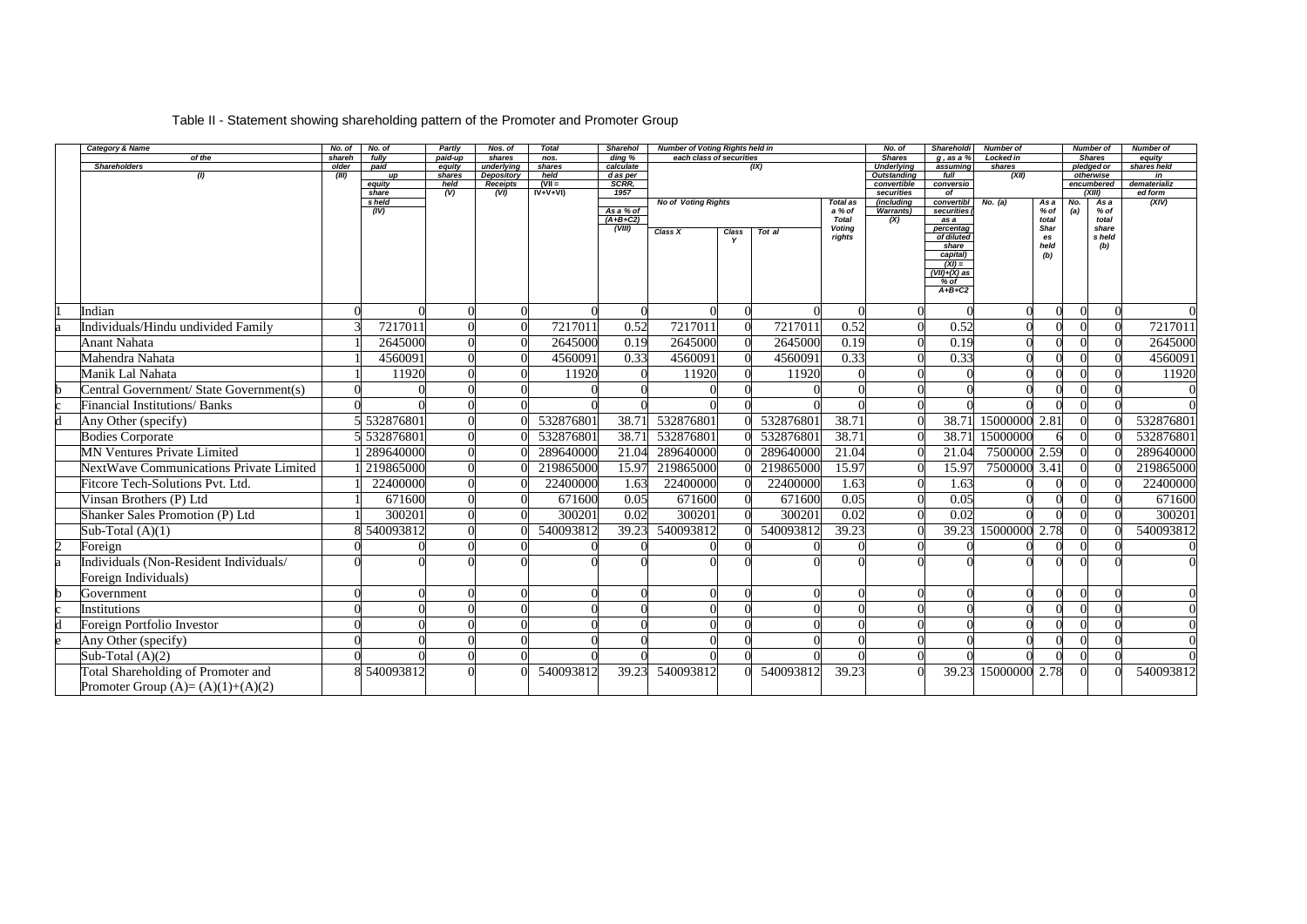Table II - Statement showing shareholding pattern of the Promoter and Promoter Group

| | Category & Name of the Shareholders (I) | No. of shareholder (III) | No. of fully paid up equity share s held (IV) | Partly paid-up equity shares held (V) | Nos. of shares underlying Depository Receipts (VI) | Total nos. shares held (VII = IV+V+VI) | Shareholding % calculated as per SCRR, 1957 As a % of (A+B+C2) (VIII) | Number of Voting Rights held in each class of securities (IX) | | | | No. of Shares Underlying Outstanding convertible securities (including Warrants) (X) | Shareholding , as a % assuming full conversion of convertible securities ( as a percentage of diluted share capital) (XI) = (VII)+(X) as % of A+B+C2 | Number of Locked in shares (XII) | | Number of Shares pledged or otherwise encumbered (XIII) | | Number of equity shares held in dematerialized form (XIV) |
|---|---|---|---|---|---|---|---|---|---|---|---|---|---|---|---|---|---|---|
| | | | | | | | | No of Voting Rights | | | Total as a % of Total Voting rights | | | No. (a) | As a % of total Shares held (b) | No. (a) | As a % of total share s held (b) | |
| | | | | | | | | Class X | Class Y | Tot al | | | | | | | | |
| 1 | Indian | 0 | 0 | 0 | 0 | 0 | 0 | 0 | 0 | 0 | 0 | 0 | 0 | 0 | 0 | 0 | 0 | 0 |
| a | Individuals/Hindu undivided Family | 3 | 7217011 | 0 | 0 | 7217011 | 0.52 | 7217011 | 0 | 7217011 | 0.52 | 0 | 0.52 | 0 | 0 | 0 | 0 | 7217011 |
| | Anant Nahata | 1 | 2645000 | 0 | 0 | 2645000 | 0.19 | 2645000 | 0 | 2645000 | 0.19 | 0 | 0.19 | 0 | 0 | 0 | 0 | 2645000 |
| | Mahendra Nahata | 1 | 4560091 | 0 | 0 | 4560091 | 0.33 | 4560091 | 0 | 4560091 | 0.33 | 0 | 0.33 | 0 | 0 | 0 | 0 | 4560091 |
| | Manik Lal Nahata | 1 | 11920 | 0 | 0 | 11920 | 0 | 11920 | 0 | 11920 | 0 | 0 | 0 | 0 | 0 | 0 | 0 | 11920 |
| b | Central Government/ State Government(s) | 0 | 0 | 0 | 0 | 0 | 0 | 0 | 0 | 0 | 0 | 0 | 0 | 0 | 0 | 0 | 0 | 0 |
| c | Financial Institutions/ Banks | 0 | 0 | 0 | 0 | 0 | 0 | 0 | 0 | 0 | 0 | 0 | 0 | 0 | 0 | 0 | 0 | 0 |
| d | Any Other (specify) | 5 | 532876801 | 0 | 0 | 532876801 | 38.71 | 532876801 | 0 | 532876801 | 38.71 | 0 | 38.71 | 15000000 | 2.81 | 0 | 0 | 532876801 |
| | Bodies Corporate | 5 | 532876801 | 0 | 0 | 532876801 | 38.71 | 532876801 | 0 | 532876801 | 38.71 | 0 | 38.71 | 15000000 | 6 | 0 | 0 | 532876801 |
| | MN Ventures Private Limited | 1 | 289640000 | 0 | 0 | 289640000 | 21.04 | 289640000 | 0 | 289640000 | 21.04 | 0 | 21.04 | 7500000 | 2.59 | 0 | 0 | 289640000 |
| | NextWave Communications Private Limited | 1 | 219865000 | 0 | 0 | 219865000 | 15.97 | 219865000 | 0 | 219865000 | 15.97 | 0 | 15.97 | 7500000 | 3.41 | 0 | 0 | 219865000 |
| | Fitcore Tech-Solutions Pvt. Ltd. | 1 | 22400000 | 0 | 0 | 22400000 | 1.63 | 22400000 | 0 | 22400000 | 1.63 | 0 | 1.63 | 0 | 0 | 0 | 0 | 22400000 |
| | Vinsan Brothers (P) Ltd | 1 | 671600 | 0 | 0 | 671600 | 0.05 | 671600 | 0 | 671600 | 0.05 | 0 | 0.05 | 0 | 0 | 0 | 0 | 671600 |
| | Shanker Sales Promotion (P) Ltd | 1 | 300201 | 0 | 0 | 300201 | 0.02 | 300201 | 0 | 300201 | 0.02 | 0 | 0.02 | 0 | 0 | 0 | 0 | 300201 |
| | Sub-Total (A)(1) | 8 | 540093812 | 0 | 0 | 540093812 | 39.23 | 540093812 | 0 | 540093812 | 39.23 | 0 | 39.23 | 15000000 | 2.78 | 0 | 0 | 540093812 |
| 2 | Foreign | 0 | 0 | 0 | 0 | 0 | 0 | 0 | 0 | 0 | 0 | 0 | 0 | 0 | 0 | 0 | 0 | 0 |
| a | Individuals (Non-Resident Individuals/ Foreign Individuals) | 0 | 0 | 0 | 0 | 0 | 0 | 0 | 0 | 0 | 0 | 0 | 0 | 0 | 0 | 0 | 0 | 0 |
| b | Government | 0 | 0 | 0 | 0 | 0 | 0 | 0 | 0 | 0 | 0 | 0 | 0 | 0 | 0 | 0 | 0 | 0 |
| c | Institutions | 0 | 0 | 0 | 0 | 0 | 0 | 0 | 0 | 0 | 0 | 0 | 0 | 0 | 0 | 0 | 0 | 0 |
| d | Foreign Portfolio Investor | 0 | 0 | 0 | 0 | 0 | 0 | 0 | 0 | 0 | 0 | 0 | 0 | 0 | 0 | 0 | 0 | 0 |
| e | Any Other (specify) | 0 | 0 | 0 | 0 | 0 | 0 | 0 | 0 | 0 | 0 | 0 | 0 | 0 | 0 | 0 | 0 | 0 |
| | Sub-Total (A)(2) | 0 | 0 | 0 | 0 | 0 | 0 | 0 | 0 | 0 | 0 | 0 | 0 | 0 | 0 | 0 | 0 | 0 |
| | Total Shareholding of Promoter and Promoter Group (A)= (A)(1)+(A)(2) | 8 | 540093812 | 0 | 0 | 540093812 | 39.23 | 540093812 | 0 | 540093812 | 39.23 | 0 | 39.23 | 15000000 | 2.78 | 0 | 0 | 540093812 |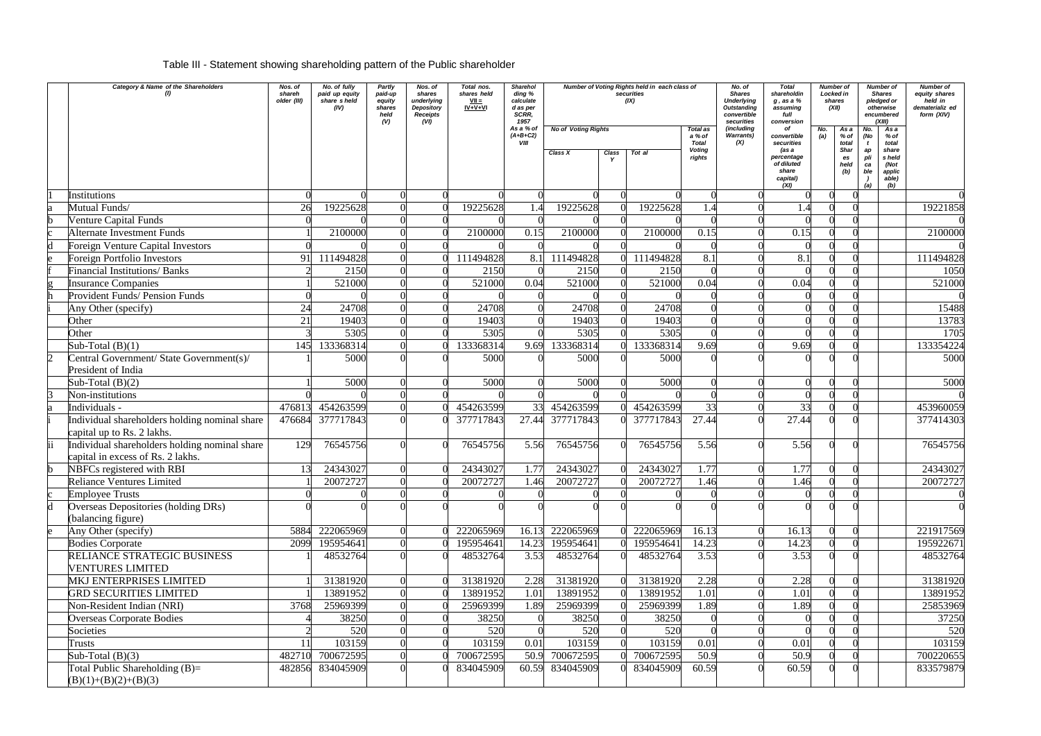Table III - Statement showing shareholding pattern of the Public shareholder

| | Category & Name of the Shareholders (I) | Nos. of shareholder (III) | No. of fully paid up equity share s held (IV) | Partly paid-up equity shares held (V) | Nos. of shares underlying Depository Receipts (VI) | Total nos. shares held VII = IV+V+VI | Shareholding % calculated as per SCRR, 1957 As a % of (A+B+C2) VIII | Number of Voting Rights held in each class of securities (IX) | | | | No. of Shares Underlying Outstanding convertible securities (including Warrants) (X) | Total shareholding , as a % assuming full conversion of convertible securities (as a percentage of diluted share capital) (XI) | Number of Locked in shares (XII) | | Number of Shares pledged or otherwise encumbered (XIII) | | Number of equity shares held in dematerialized form (XIV) |
|---|---|---|---|---|---|---|---|---|---|---|---|---|---|---|---|---|---|---|
| | | | | | | | | No of Voting Rights | | | Total as a % of Total Voting rights | | | No. (a) | As a % of total Shares held (b) | No. (Not applicable) (a) | As a % of total shares held (Not applicable) (b) | |
| | | | | | | | | Class X | Class Y | Total | | | | | | | | |
| 1 | Institutions | 0 | 0 | 0 | 0 | 0 | 0 | 0 | 0 | 0 | 0 | 0 | 0 | 0 | 0 | | | 0 |
| a | Mutual Funds/ | 26 | 19225628 | 0 | 0 | 19225628 | 1.4 | 19225628 | 0 | 19225628 | 1.4 | 0 | 1.4 | 0 | 0 | | | 19221858 |
| b | Venture Capital Funds | 0 | 0 | 0 | 0 | 0 | 0 | 0 | 0 | 0 | 0 | 0 | 0 | 0 | 0 | | | 0 |
| c | Alternate Investment Funds | 1 | 2100000 | 0 | 0 | 2100000 | 0.15 | 2100000 | 0 | 2100000 | 0.15 | 0 | 0.15 | 0 | 0 | | | 2100000 |
| d | Foreign Venture Capital Investors | 0 | 0 | 0 | 0 | 0 | 0 | 0 | 0 | 0 | 0 | 0 | 0 | 0 | 0 | | | 0 |
| e | Foreign Portfolio Investors | 91 | 111494828 | 0 | 0 | 111494828 | 8.1 | 111494828 | 0 | 111494828 | 8.1 | 0 | 8.1 | 0 | 0 | | | 111494828 |
| f | Financial Institutions/ Banks | 2 | 2150 | 0 | 0 | 2150 | 0 | 2150 | 0 | 2150 | 0 | 0 | 0 | 0 | 0 | | | 1050 |
| g | Insurance Companies | 1 | 521000 | 0 | 0 | 521000 | 0.04 | 521000 | 0 | 521000 | 0.04 | 0 | 0.04 | 0 | 0 | | | 521000 |
| h | Provident Funds/ Pension Funds | 0 | 0 | 0 | 0 | 0 | 0 | 0 | 0 | 0 | 0 | 0 | 0 | 0 | 0 | | | 0 |
| i | Any Other (specify) | 24 | 24708 | 0 | 0 | 24708 | 0 | 24708 | 0 | 24708 | 0 | 0 | 0 | 0 | 0 | | | 15488 |
| | Other | 21 | 19403 | 0 | 0 | 19403 | 0 | 19403 | 0 | 19403 | 0 | 0 | 0 | 0 | 0 | | | 13783 |
| | Other | 3 | 5305 | 0 | 0 | 5305 | 0 | 5305 | 0 | 5305 | 0 | 0 | 0 | 0 | 0 | | | 1705 |
| | Sub-Total (B)(1) | 145 | 133368314 | 0 | 0 | 133368314 | 9.69 | 133368314 | 0 | 133368314 | 9.69 | 0 | 9.69 | 0 | 0 | | | 133354224 |
| 2 | Central Government/ State Government(s)/ President of India | 1 | 5000 | 0 | 0 | 5000 | 0 | 5000 | 0 | 5000 | 0 | 0 | 0 | 0 | 0 | | | 5000 |
| | Sub-Total (B)(2) | 1 | 5000 | 0 | 0 | 5000 | 0 | 5000 | 0 | 5000 | 0 | 0 | 0 | 0 | 0 | | | 5000 |
| 3 | Non-institutions | 0 | 0 | 0 | 0 | 0 | 0 | 0 | 0 | 0 | 0 | 0 | 0 | 0 | 0 | | | 0 |
| a | Individuals - | 476813 | 454263599 | 0 | 0 | 454263599 | 33 | 454263599 | 0 | 454263599 | 33 | 0 | 33 | 0 | 0 | | | 453960059 |
| i | Individual shareholders holding nominal share capital up to Rs. 2 lakhs. | 476684 | 377717843 | 0 | 0 | 377717843 | 27.44 | 377717843 | 0 | 377717843 | 27.44 | 0 | 27.44 | 0 | 0 | | | 377414303 |
| ii | Individual shareholders holding nominal share capital in excess of Rs. 2 lakhs. | 129 | 76545756 | 0 | 0 | 76545756 | 5.56 | 76545756 | 0 | 76545756 | 5.56 | 0 | 5.56 | 0 | 0 | | | 76545756 |
| b | NBFCs registered with RBI | 13 | 24343027 | 0 | 0 | 24343027 | 1.77 | 24343027 | 0 | 24343027 | 1.77 | 0 | 1.77 | 0 | 0 | | | 24343027 |
| | Reliance Ventures Limited | 1 | 20072727 | 0 | 0 | 20072727 | 1.46 | 20072727 | 0 | 20072727 | 1.46 | 0 | 1.46 | 0 | 0 | | | 20072727 |
| c | Employee Trusts | 0 | 0 | 0 | 0 | 0 | 0 | 0 | 0 | 0 | 0 | 0 | 0 | 0 | 0 | | | 0 |
| d | Overseas Depositories (holding DRs) (balancing figure) | 0 | 0 | 0 | 0 | 0 | 0 | 0 | 0 | 0 | 0 | 0 | 0 | 0 | 0 | | | 0 |
| e | Any Other (specify) | 5884 | 222065969 | 0 | 0 | 222065969 | 16.13 | 222065969 | 0 | 222065969 | 16.13 | 0 | 16.13 | 0 | 0 | | | 221917569 |
| | Bodies Corporate | 2099 | 195954641 | 0 | 0 | 195954641 | 14.23 | 195954641 | 0 | 195954641 | 14.23 | 0 | 14.23 | 0 | 0 | | | 195922671 |
| | RELIANCE STRATEGIC BUSINESS VENTURES LIMITED | 1 | 48532764 | 0 | 0 | 48532764 | 3.53 | 48532764 | 0 | 48532764 | 3.53 | 0 | 3.53 | 0 | 0 | | | 48532764 |
| | MKJ ENTERPRISES LIMITED | 1 | 31381920 | 0 | 0 | 31381920 | 2.28 | 31381920 | 0 | 31381920 | 2.28 | 0 | 2.28 | 0 | 0 | | | 31381920 |
| | GRD SECURITIES LIMITED | 1 | 13891952 | 0 | 0 | 13891952 | 1.01 | 13891952 | 0 | 13891952 | 1.01 | 0 | 1.01 | 0 | 0 | | | 13891952 |
| | Non-Resident Indian (NRI) | 3768 | 25969399 | 0 | 0 | 25969399 | 1.89 | 25969399 | 0 | 25969399 | 1.89 | 0 | 1.89 | 0 | 0 | | | 25853969 |
| | Overseas Corporate Bodies | 4 | 38250 | 0 | 0 | 38250 | 0 | 38250 | 0 | 38250 | 0 | 0 | 0 | 0 | 0 | | | 37250 |
| | Societies | 2 | 520 | 0 | 0 | 520 | 0 | 520 | 0 | 520 | 0 | 0 | 0 | 0 | 0 | | | 520 |
| | Trusts | 11 | 103159 | 0 | 0 | 103159 | 0.01 | 103159 | 0 | 103159 | 0.01 | 0 | 0.01 | 0 | 0 | | | 103159 |
| | Sub-Total (B)(3) | 482710 | 700672595 | 0 | 0 | 700672595 | 50.9 | 700672595 | 0 | 700672595 | 50.9 | 0 | 50.9 | 0 | 0 | | | 700220655 |
| | Total Public Shareholding (B)= (B)(1)+(B)(2)+(B)(3) | 482856 | 834045909 | 0 | 0 | 834045909 | 60.59 | 834045909 | 0 | 834045909 | 60.59 | 0 | 60.59 | 0 | 0 | | | 833579879 |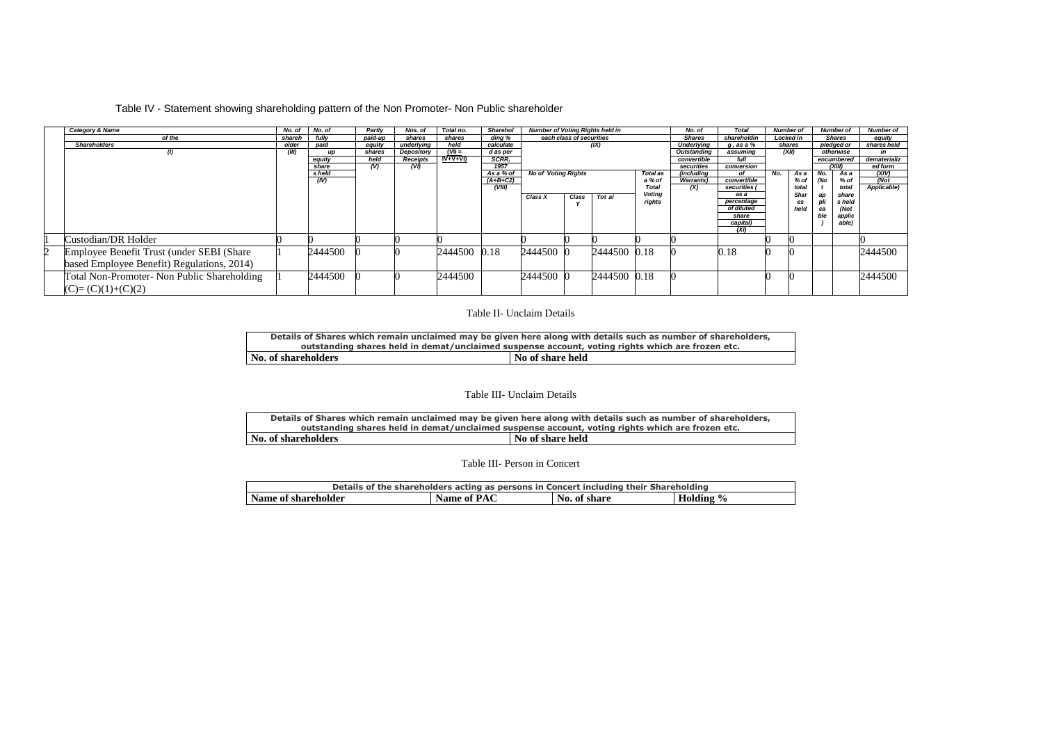Table IV - Statement showing shareholding pattern of the Non Promoter- Non Public shareholder

| | Category & Name of the Shareholders (I) | No. of shareholder (III) | No. of fully paid up equity share s held (IV) | Partly paid-up equity shares held (V) | Nos. of shares underlying Depository Receipts (VI) | Total no. shares held (VII = IV+V+VI) | Shareholding % calculated as per SCRR, 1957 As a % of (A+B+C2) (VIII) | Number of Voting Rights held in each class of securities (IX) | | | | No. of Shares Underlying Outstanding convertible securities (including Warrants) (X) | Total shareholding , as a % assuming full conversion of convertible securities ( as a percentage of diluted share capital) (XI) | Number of Locked in shares (XII) | | Number of Shares pledged or otherwise encumbered (XIII) | | Number of equity shares held in dematerialized form (XIV) (Not Applicable) |
|---|---|---|---|---|---|---|---|---|---|---|---|---|---|---|---|---|---|---|
| | | | | | | | | No of Voting Rights | | | Total as a % of Total Voting rights | | | No. | As a % of total Shares held | No. (Not applicable) | As a % of total share s held (Not applicable) | |
| | | | | | | | | Class X | Class Y | Tot al | | | | | | | | |
| 1 | Custodian/DR Holder | 0 | 0 | 0 | 0 | 0 | | 0 | 0 | 0 | 0 | 0 | | 0 | 0 | | | 0 |
| 2 | Employee Benefit Trust (under SEBI (Share based Employee Benefit) Regulations, 2014) | 1 | 2444500 | 0 | 0 | 2444500 | 0.18 | 2444500 | 0 | 2444500 | 0.18 | 0 | 0.18 | 0 | 0 | | | 2444500 |
| | Total Non-Promoter- Non Public Shareholding (C)= (C)(1)+(C)(2) | 1 | 2444500 | 0 | 0 | 2444500 | | 2444500 | 0 | 2444500 | 0.18 | 0 | | 0 | 0 | | | 2444500 |

Table II- Unclaim Details

| Details of Shares which remain unclaimed may be given here along with details such as number of shareholders, outstanding shares held in demat/unclaimed suspense account, voting rights which are frozen etc. | |
|---|---|
| No. of shareholders | No of share held |

Table III- Unclaim Details

| Details of Shares which remain unclaimed may be given here along with details such as number of shareholders, outstanding shares held in demat/unclaimed suspense account, voting rights which are frozen etc. | |
|---|---|
| No. of shareholders | No of share held |

Table III- Person in Concert

| Details of the shareholders acting as persons in Concert including their Shareholding | | | |
|---|---|---|---|
| Name of shareholder | Name of PAC | No. of share | Holding % |